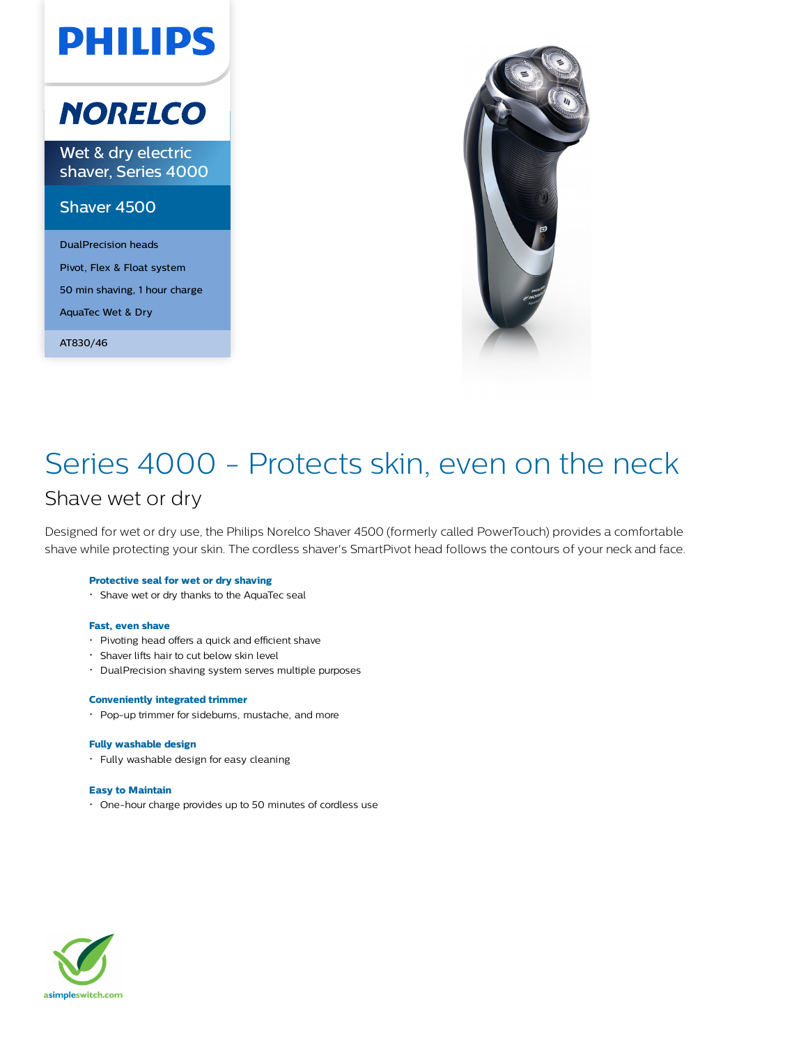PHILIPS

NORELCO

Wet & dry electric shaver, Series 4000

Shaver 4500

- DualPrecision heads
- Pivot, Flex & Float system
- 50 min shaving, 1 hour charge
- AquaTec Wet & Dry

AT830/46

# Series 4000 - Protects skin, even on the neck

## Shave wet or dry

Designed for wet or dry use, the Philips Norelco Shaver 4500 (formerly called PowerTouch) provides a comfortable shave while protecting your skin. The cordless shaver's SmartPivot head follows the contours of your neck and face.

**Protective seal for wet or dry shaving**

- Shave wet or dry thanks to the AquaTec seal

**Fast, even shave**

- Pivoting head offers a quick and efficient shave
- Shaver lifts hair to cut below skin level
- DualPrecision shaving system serves multiple purposes

**Conveniently integrated trimmer**

- Pop-up trimmer for sideburns, mustache, and more

**Fully washable design**

- Fully washable design for easy cleaning

**Easy to Maintain**

- One-hour charge provides up to 50 minutes of cordless use

asimpleswitch.com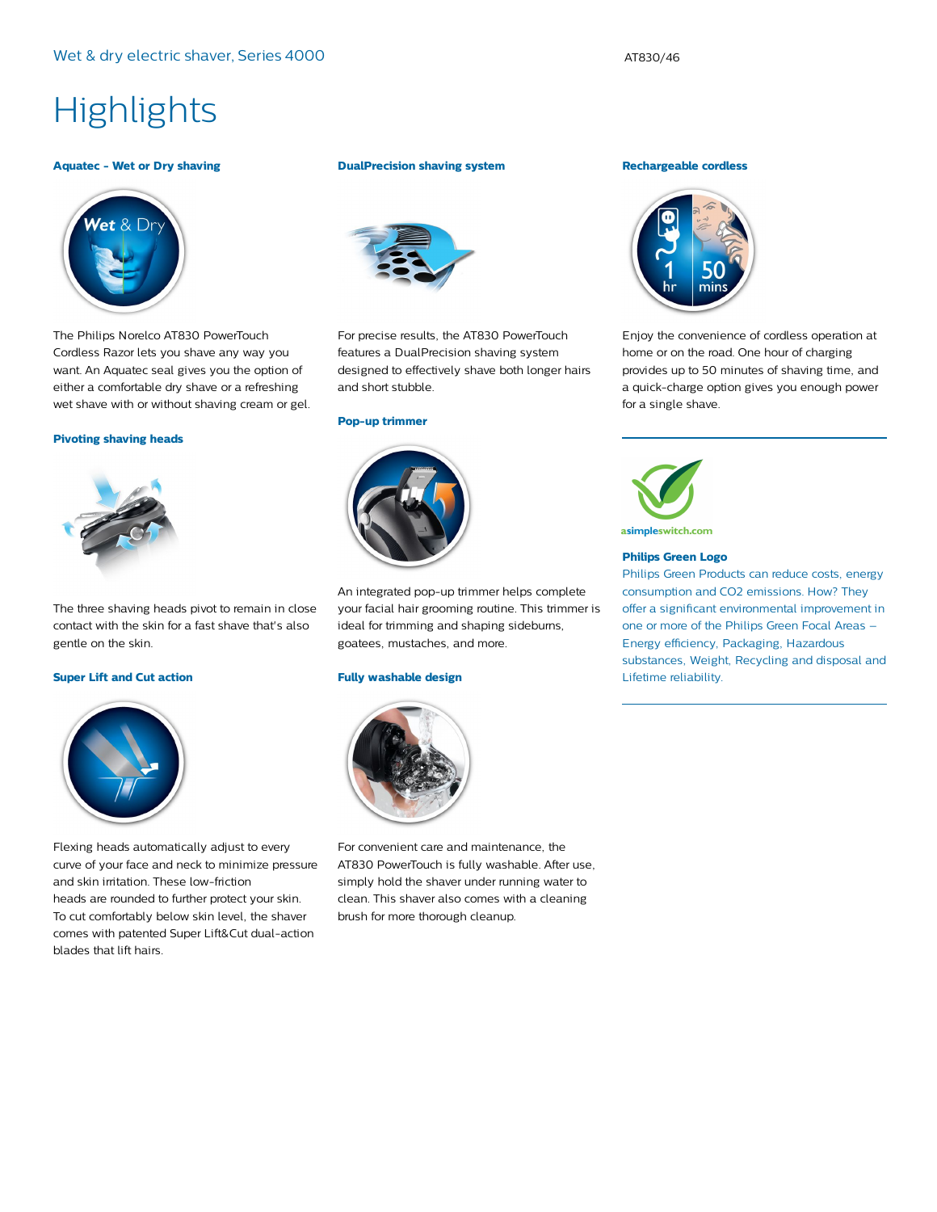# Highlights

### Aquatec - Wet or Dry shaving

The Philips Norelco AT830 PowerTouch Cordless Razor lets you shave any way you want. An Aquatec seal gives you the option of either a comfortable dry shave or a refreshing wet shave with or without shaving cream or gel.

### Pivoting shaving heads

The three shaving heads pivot to remain in close contact with the skin for a fast shave that's also gentle on the skin.

### Super Lift and Cut action

Flexing heads automatically adjust to every curve of your face and neck to minimize pressure and skin irritation. These low-friction heads are rounded to further protect your skin. To cut comfortably below skin level, the shaver comes with patented Super Lift&Cut dual-action blades that lift hairs.

### DualPrecision shaving system

For precise results, the AT830 PowerTouch features a DualPrecision shaving system designed to effectively shave both longer hairs and short stubble.

### Pop-up trimmer

An integrated pop-up trimmer helps complete your facial hair grooming routine. This trimmer is ideal for trimming and shaping sideburns, goatees, mustaches, and more.

### Fully washable design

For convenient care and maintenance, the AT830 PowerTouch is fully washable. After use, simply hold the shaver under running water to clean. This shaver also comes with a cleaning brush for more thorough cleanup.

### Rechargeable cordless

Enjoy the convenience of cordless operation at home or on the road. One hour of charging provides up to 50 minutes of shaving time, and a quick-charge option gives you enough power for a single shave.

asimpleswitch.com

### Philips Green Logo

Philips Green Products can reduce costs, energy consumption and $CO_2$ emissions. How? They offer a significant environmental improvement in one or more of the Philips Green Focal Areas – Energy efficiency, Packaging, Hazardous substances, Weight, Recycling and disposal and Lifetime reliability.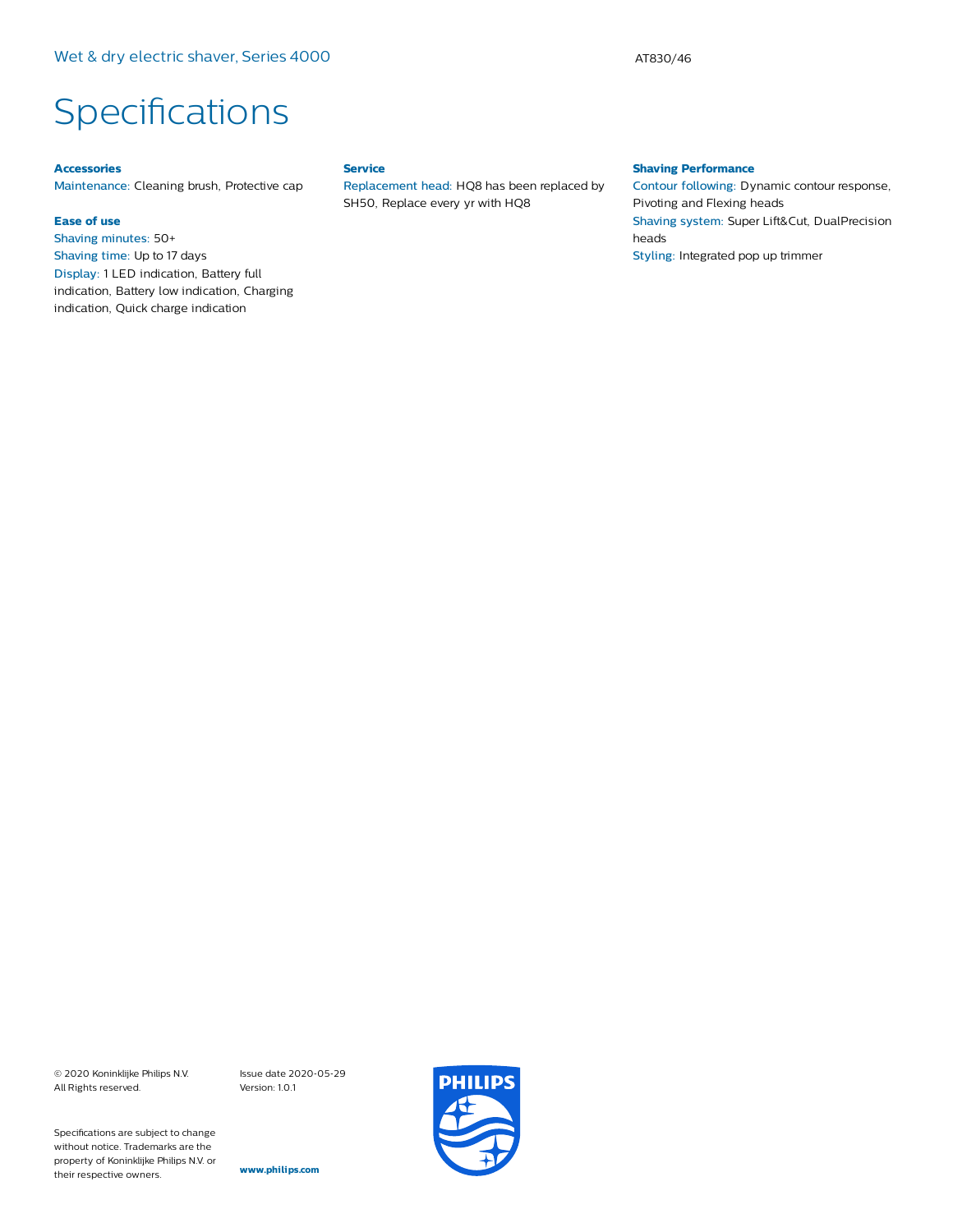# Specifications

### Accessories

Maintenance: Cleaning brush, Protective cap

### Ease of use

Shaving minutes: 50+
Shaving time: Up to 17 days
Display: 1 LED indication, Battery full indication, Battery low indication, Charging indication, Quick charge indication

### Service

Replacement head: HQ8 has been replaced by SH50, Replace every yr with HQ8

### Shaving Performance

Contour following: Dynamic contour response, Pivoting and Flexing heads
Shaving system: Super Lift&Cut, DualPrecision heads
Styling: Integrated pop up trimmer

© 2020 Koninklijke Philips N.V.
All Rights reserved.

Specifications are subject to change without notice. Trademarks are the property of Koninklijke Philips N.V. or their respective owners.

Issue date 2020-05-29
Version: 1.0.1

**www.philips.com**